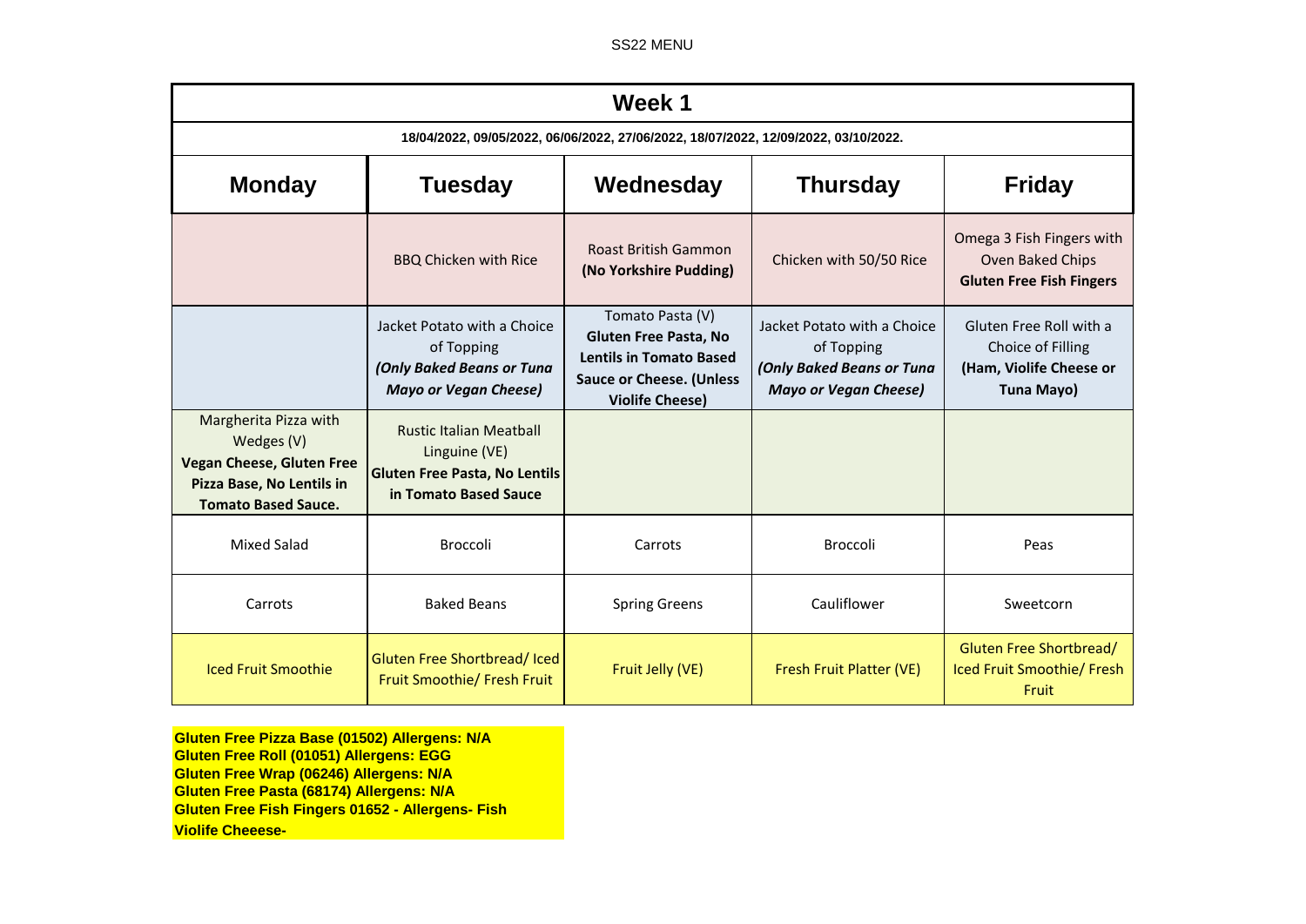SS22 MENU

| Week 1 | | | | |
|---|---|---|---|---|
| 18/04/2022, 09/05/2022, 06/06/2022, 27/06/2022, 18/07/2022, 12/09/2022, 03/10/2022. | | | | |
| **Monday** | **Tuesday** | **Wednesday** | **Thursday** | **Friday** |
| | BBQ Chicken with Rice | Roast British Gammon **(No Yorkshire Pudding)** | Chicken with 50/50 Rice | Omega 3 Fish Fingers with Oven Baked Chips **Gluten Free Fish Fingers** |
| | Jacket Potato with a Choice of Topping ***(Only Baked Beans or Tuna Mayo or Vegan Cheese)*** | Tomato Pasta (V) **Gluten Free Pasta, No Lentils in Tomato Based Sauce or Cheese. (Unless Violife Cheese)** | Jacket Potato with a Choice of Topping ***(Only Baked Beans or Tuna Mayo or Vegan Cheese)*** | Gluten Free Roll with a Choice of Filling **(Ham, Violife Cheese or Tuna Mayo)** |
| Margherita Pizza with Wedges (V) **Vegan Cheese, Gluten Free Pizza Base, No Lentils in Tomato Based Sauce.** | Rustic Italian Meatball Linguine (VE) **Gluten Free Pasta, No Lentils in Tomato Based Sauce** | | | |
| Mixed Salad | Broccoli | Carrots | Broccoli | Peas |
| Carrots | Baked Beans | Spring Greens | Cauliflower | Sweetcorn |
| Iced Fruit Smoothie | Gluten Free Shortbread/ Iced Fruit Smoothie/ Fresh Fruit | Fruit Jelly (VE) | Fresh Fruit Platter (VE) | Gluten Free Shortbread/ Iced Fruit Smoothie/ Fresh Fruit |

**Gluten Free Pizza Base (01502) Allergens: N/A**
**Gluten Free Roll (01051) Allergens: EGG**
**Gluten Free Wrap (06246) Allergens: N/A**
**Gluten Free Pasta (68174) Allergens: N/A**
**Gluten Free Fish Fingers 01652 - Allergens- Fish**
**Violife Cheeese-**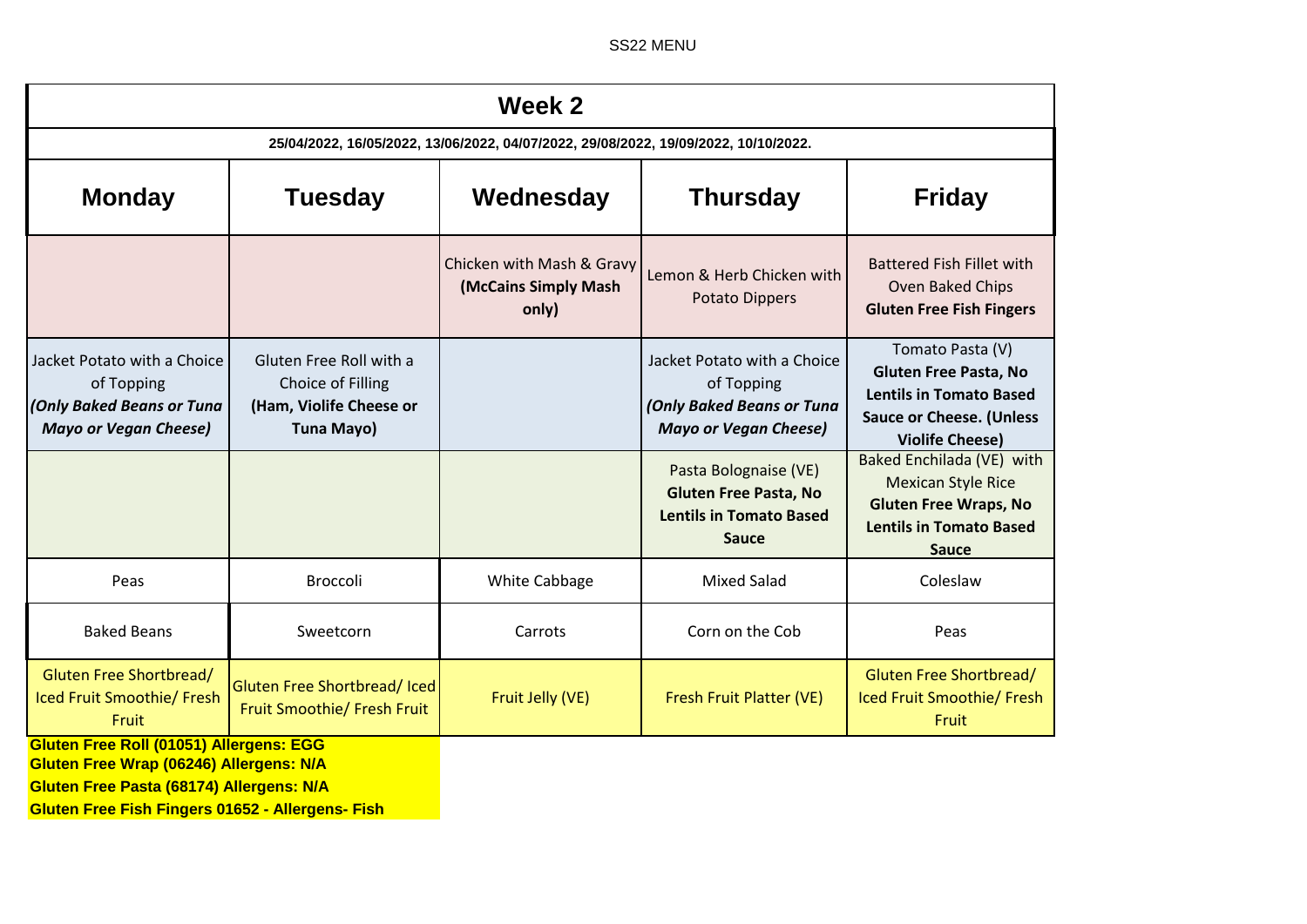SS22 MENU

| Week 2 | | | | |
|---|---|---|---|---|
| 25/04/2022, 16/05/2022, 13/06/2022, 04/07/2022, 29/08/2022, 19/09/2022, 10/10/2022. | | | | |
| **Monday** | **Tuesday** | **Wednesday** | **Thursday** | **Friday** |
| | | Chicken with Mash & Gravy **(McCains Simply Mash only)** | Lemon & Herb Chicken with Potato Dippers | Battered Fish Fillet with Oven Baked Chips **Gluten Free Fish Fingers** |
| Jacket Potato with a Choice of Topping ***(Only Baked Beans or Tuna Mayo or Vegan Cheese)*** | Gluten Free Roll with a Choice of Filling **(Ham, Violife Cheese or Tuna Mayo)** | | Jacket Potato with a Choice of Topping ***(Only Baked Beans or Tuna Mayo or Vegan Cheese)*** | Tomato Pasta (V) **Gluten Free Pasta, No Lentils in Tomato Based Sauce or Cheese. (Unless Violife Cheese)** |
| | | | Pasta Bolognaise (VE) **Gluten Free Pasta, No Lentils in Tomato Based Sauce** | Baked Enchilada (VE) with Mexican Style Rice **Gluten Free Wraps, No Lentils in Tomato Based Sauce** |
| Peas | Broccoli | White Cabbage | Mixed Salad | Coleslaw |
| Baked Beans | Sweetcorn | Carrots | Corn on the Cob | Peas |
| Gluten Free Shortbread/ Iced Fruit Smoothie/ Fresh Fruit | Gluten Free Shortbread/ Iced Fruit Smoothie/ Fresh Fruit | Fruit Jelly (VE) | Fresh Fruit Platter (VE) | Gluten Free Shortbread/ Iced Fruit Smoothie/ Fresh Fruit |

**Gluten Free Roll (01051) Allergens: EGG**
**Gluten Free Wrap (06246) Allergens: N/A**
**Gluten Free Pasta (68174) Allergens: N/A**
**Gluten Free Fish Fingers 01652 - Allergens- Fish**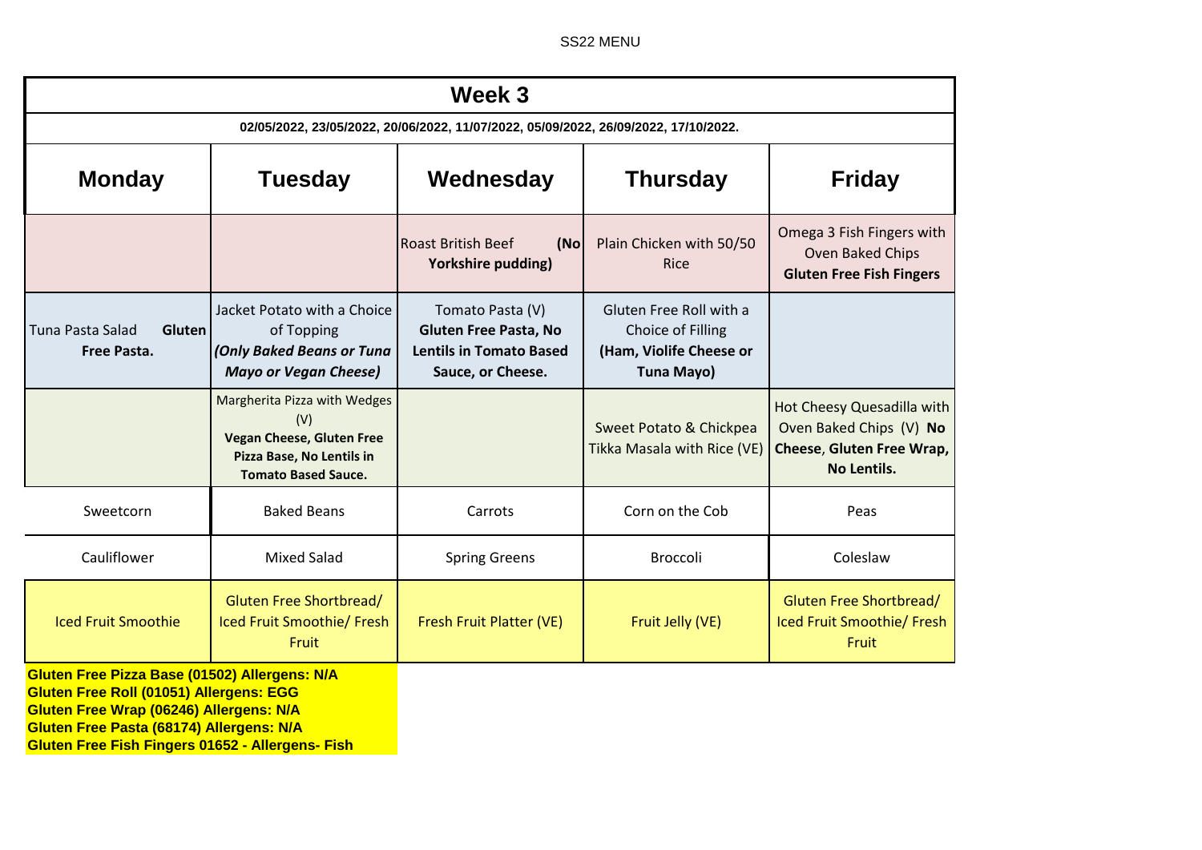SS22 MENU

| Week 3 | | | | |
|---|---|---|---|---|
| 02/05/2022, 23/05/2022, 20/06/2022, 11/07/2022, 05/09/2022, 26/09/2022, 17/10/2022. | | | | |
| **Monday** | **Tuesday** | **Wednesday** | **Thursday** | **Friday** |
| | | Roast British Beef **(No Yorkshire pudding)** | Plain Chicken with 50/50 Rice | Omega 3 Fish Fingers with Oven Baked Chips **Gluten Free Fish Fingers** |
| Tuna Pasta Salad **Gluten Free Pasta.** | Jacket Potato with a Choice of Topping ***(Only Baked Beans or Tuna Mayo or Vegan Cheese)*** | Tomato Pasta (V) **Gluten Free Pasta, No Lentils in Tomato Based Sauce, or Cheese.** | Gluten Free Roll with a Choice of Filling **(Ham, Violife Cheese or Tuna Mayo)** | |
| | Margherita Pizza with Wedges (V) **Vegan Cheese, Gluten Free Pizza Base, No Lentils in Tomato Based Sauce.** | | Sweet Potato & Chickpea Tikka Masala with Rice (VE) | Hot Cheesy Quesadilla with Oven Baked Chips (V) **No Cheese, Gluten Free Wrap, No Lentils.** |
| Sweetcorn | Baked Beans | Carrots | Corn on the Cob | Peas |
| Cauliflower | Mixed Salad | Spring Greens | Broccoli | Coleslaw |
| Iced Fruit Smoothie | Gluten Free Shortbread/ Iced Fruit Smoothie/ Fresh Fruit | Fresh Fruit Platter (VE) | Fruit Jelly (VE) | Gluten Free Shortbread/ Iced Fruit Smoothie/ Fresh Fruit |

**Gluten Free Pizza Base (01502) Allergens: N/A**
**Gluten Free Roll (01051) Allergens: EGG**
**Gluten Free Wrap (06246) Allergens: N/A**
**Gluten Free Pasta (68174) Allergens: N/A**
**Gluten Free Fish Fingers 01652 - Allergens- Fish**